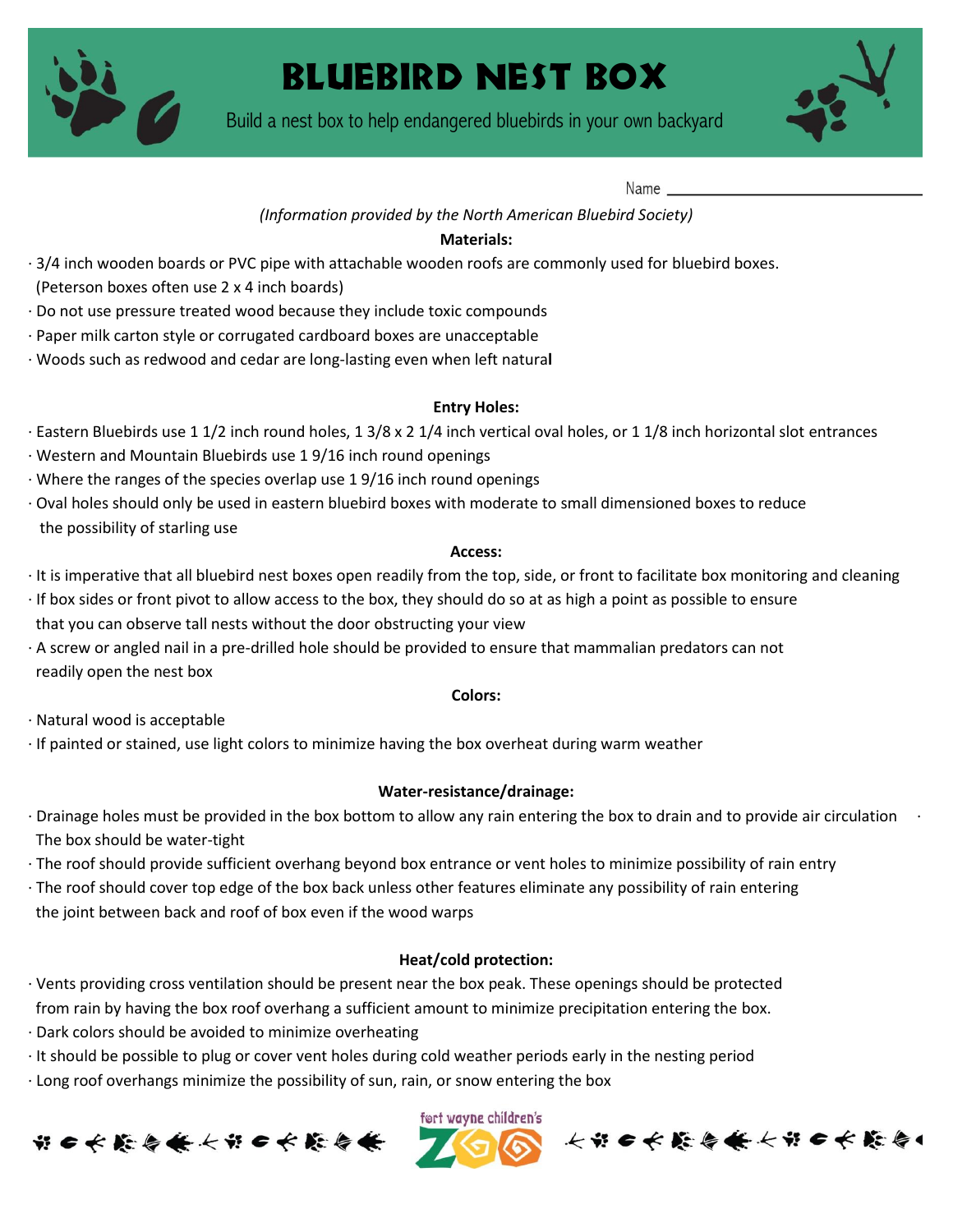# BLUEBIRD NEST BOX

Build a nest box to help endangered bluebirds in your own backyard

Name ______________________________

*(Information provided by the North American Bluebird Society)*

**Materials:**

- 3/4 inch wooden boards or PVC pipe with attachable wooden roofs are commonly used for bluebird boxes. (Peterson boxes often use 2 x 4 inch boards)
- Do not use pressure treated wood because they include toxic compounds
- Paper milk carton style or corrugated cardboard boxes are unacceptable
- Woods such as redwood and cedar are long-lasting even when left natural

**Entry Holes:**

- Eastern Bluebirds use 1 1/2 inch round holes, 1 3/8 x 2 1/4 inch vertical oval holes, or 1 1/8 inch horizontal slot entrances
- Western and Mountain Bluebirds use 1 9/16 inch round openings
- Where the ranges of the species overlap use 1 9/16 inch round openings
- Oval holes should only be used in eastern bluebird boxes with moderate to small dimensioned boxes to reduce the possibility of starling use

**Access:**

- It is imperative that all bluebird nest boxes open readily from the top, side, or front to facilitate box monitoring and cleaning
- If box sides or front pivot to allow access to the box, they should do so at as high a point as possible to ensure that you can observe tall nests without the door obstructing your view
- A screw or angled nail in a pre-drilled hole should be provided to ensure that mammalian predators can not readily open the nest box

**Colors:**

- Natural wood is acceptable
- If painted or stained, use light colors to minimize having the box overheat during warm weather

**Water-resistance/drainage:**

- Drainage holes must be provided in the box bottom to allow any rain entering the box to drain and to provide air circulation
- The box should be water-tight
- The roof should provide sufficient overhang beyond box entrance or vent holes to minimize possibility of rain entry
- The roof should cover top edge of the box back unless other features eliminate any possibility of rain entering the joint between back and roof of box even if the wood warps

**Heat/cold protection:**

- Vents providing cross ventilation should be present near the box peak. These openings should be protected from rain by having the box roof overhang a sufficient amount to minimize precipitation entering the box.
- Dark colors should be avoided to minimize overheating
- It should be possible to plug or cover vent holes during cold weather periods early in the nesting period
- Long roof overhangs minimize the possibility of sun, rain, or snow entering the box

fort wayne children's ZOO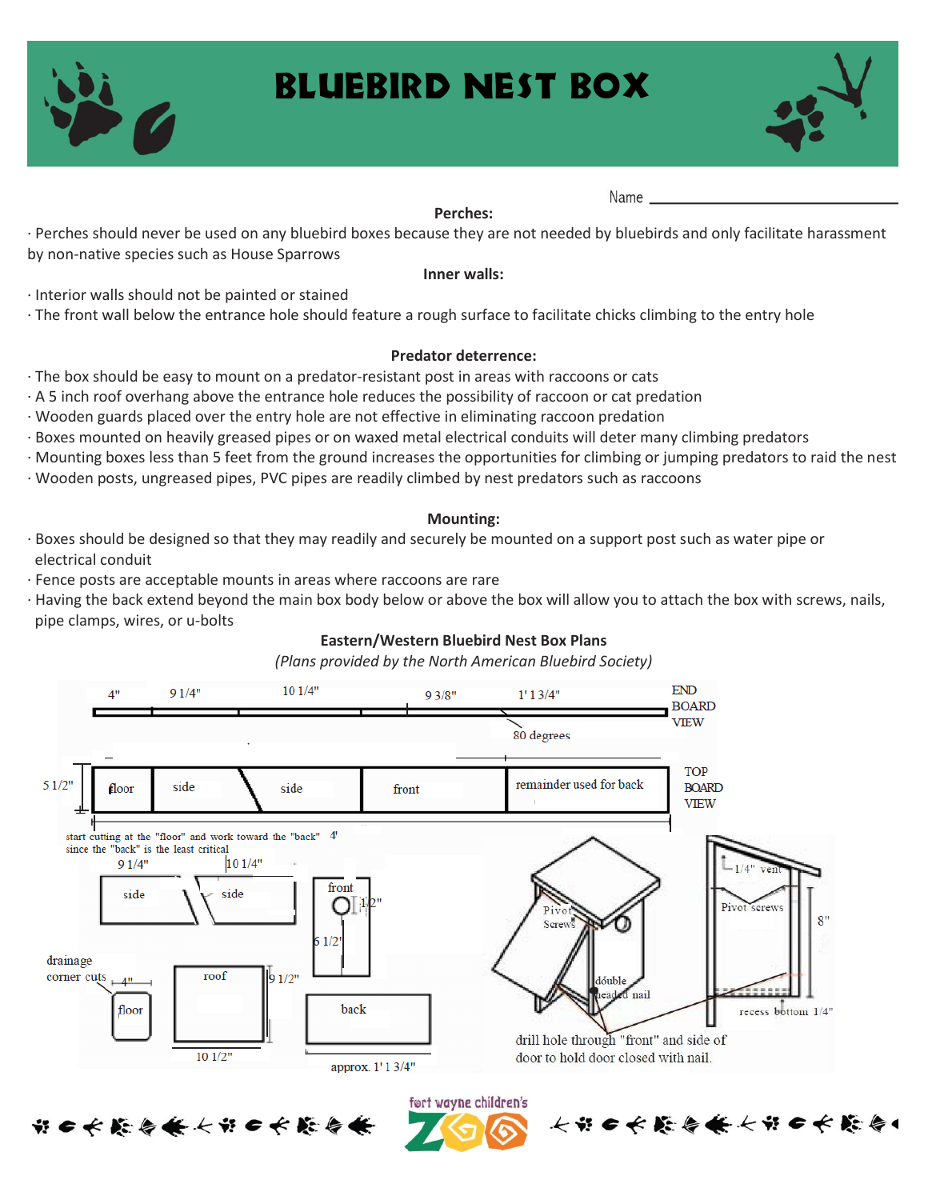# BLUEBIRD NEST BOX

Name ______________________________

**Perches:**

· Perches should never be used on any bluebird boxes because they are not needed by bluebirds and only facilitate harassment by non-native species such as House Sparrows

**Inner walls:**

· Interior walls should not be painted or stained
· The front wall below the entrance hole should feature a rough surface to facilitate chicks climbing to the entry hole

**Predator deterrence:**

· The box should be easy to mount on a predator-resistant post in areas with raccoons or cats
· A 5 inch roof overhang above the entrance hole reduces the possibility of raccoon or cat predation
· Wooden guards placed over the entry hole are not effective in eliminating raccoon predation
· Boxes mounted on heavily greased pipes or on waxed metal electrical conduits will deter many climbing predators
· Mounting boxes less than 5 feet from the ground increases the opportunities for climbing or jumping predators to raid the nest
· Wooden posts, ungreased pipes, PVC pipes are readily climbed by nest predators such as raccoons

**Mounting:**

· Boxes should be designed so that they may readily and securely be mounted on a support post such as water pipe or electrical conduit
· Fence posts are acceptable mounts in areas where raccoons are rare
· Having the back extend beyond the main box body below or above the box will allow you to attach the box with screws, nails, pipe clamps, wires, or u-bolts

**Eastern/Western Bluebird Nest Box Plans**

*(Plans provided by the North American Bluebird Society)*

4"
9 1/4"
10 1/4"
9 3/8"
1' 1 3/4"
END BOARD VIEW
80 degrees
5 1/2"
floor
side
side
front
remainder used for back
TOP BOARD VIEW
start cutting at the "floor" and work toward the "back" since the "back" is the least critical
4'
9 1/4"
10 1/4"
side
side
front
1/2"
6 1/2"
drainage corner cuts
4"
floor
roof
9 1/2"
10 1/2"
back
approx. 1' 1 3/4"
Pivot Screws
double headed nail
1/4" vent
Pivot screws
8"
recess bottom 1/4"
drill hole through "front" and side of door to hold door closed with nail.

fort wayne children's ZOO